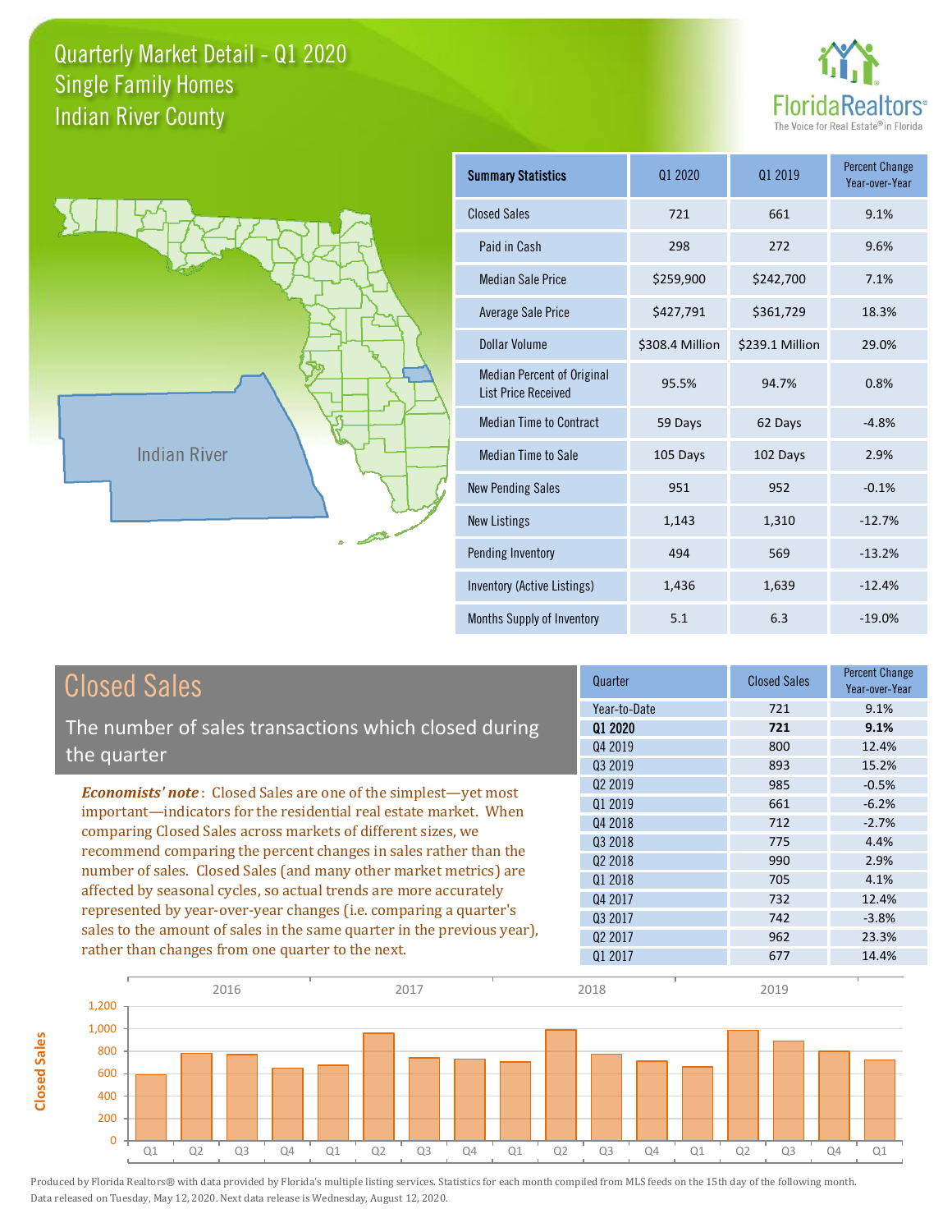# Quarterly Market Detail - Q1 2020
## Single Family Homes
## Indian River County

| Summary Statistics | Q1 2020 | Q1 2019 | Percent Change Year-over-Year |
|---|---|---|---|
| Closed Sales | 721 | 661 | 9.1% |
| Paid in Cash | 298 | 272 | 9.6% |
| Median Sale Price | $259,900 | $242,700 | 7.1% |
| Average Sale Price | $427,791 | $361,729 | 18.3% |
| Dollar Volume | $308.4 Million | $239.1 Million | 29.0% |
| Median Percent of Original List Price Received | 95.5% | 94.7% | 0.8% |
| Median Time to Contract | 59 Days | 62 Days | -4.8% |
| Median Time to Sale | 105 Days | 102 Days | 2.9% |
| New Pending Sales | 951 | 952 | -0.1% |
| New Listings | 1,143 | 1,310 | -12.7% |
| Pending Inventory | 494 | 569 | -13.2% |
| Inventory (Active Listings) | 1,436 | 1,639 | -12.4% |
| Months Supply of Inventory | 5.1 | 6.3 | -19.0% |

## Closed Sales

The number of sales transactions which closed during the quarter

***Economists' note***: Closed Sales are one of the simplest—yet most important—indicators for the residential real estate market. When comparing Closed Sales across markets of different sizes, we recommend comparing the percent changes in sales rather than the number of sales. Closed Sales (and many other market metrics) are affected by seasonal cycles, so actual trends are more accurately represented by year-over-year changes (i.e. comparing a quarter's sales to the amount of sales in the same quarter in the previous year), rather than changes from one quarter to the next.

| Quarter | Closed Sales | Percent Change Year-over-Year |
|---|---|---|
| Year-to-Date | 721 | 9.1% |
| **Q1 2020** | **721** | **9.1%** |
| Q4 2019 | 800 | 12.4% |
| Q3 2019 | 893 | 15.2% |
| Q2 2019 | 985 | -0.5% |
| Q1 2019 | 661 | -6.2% |
| Q4 2018 | 712 | -2.7% |
| Q3 2018 | 775 | 4.4% |
| Q2 2018 | 990 | 2.9% |
| Q1 2018 | 705 | 4.1% |
| Q4 2017 | 732 | 12.4% |
| Q3 2017 | 742 | -3.8% |
| Q2 2017 | 962 | 23.3% |
| Q1 2017 | 677 | 14.4% |

Produced by Florida Realtors® with data provided by Florida's multiple listing services. Statistics for each month compiled from MLS feeds on the 15th day of the following month. Data released on Tuesday, May 12, 2020. Next data release is Wednesday, August 12, 2020.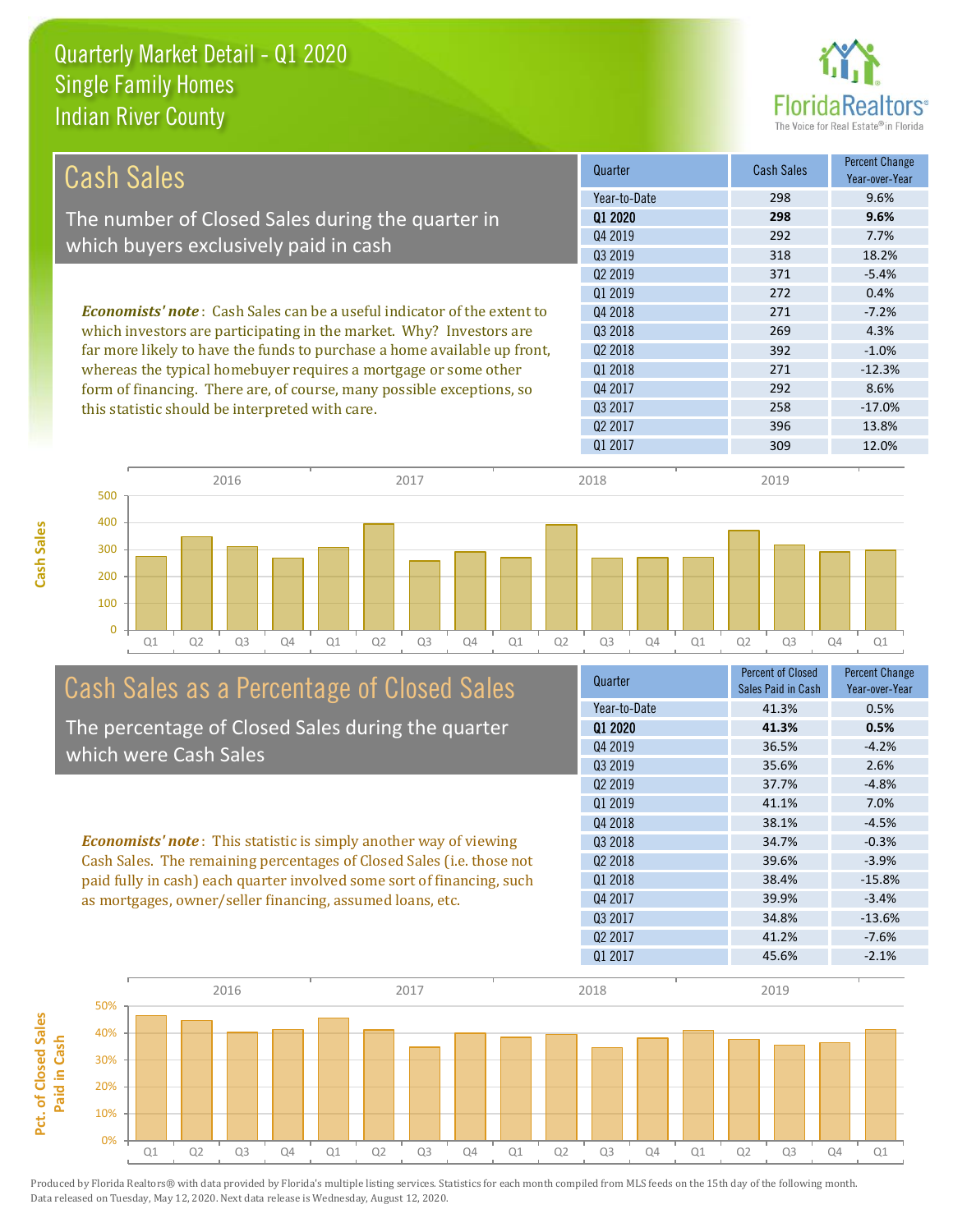# Quarterly Market Detail - Q1 2020
## Single Family Homes
## Indian River County

## Cash Sales

The number of Closed Sales during the quarter in which buyers exclusively paid in cash

***Economists' note***: Cash Sales can be a useful indicator of the extent to which investors are participating in the market. Why? Investors are far more likely to have the funds to purchase a home available up front, whereas the typical homebuyer requires a mortgage or some other form of financing. There are, of course, many possible exceptions, so this statistic should be interpreted with care.

| Quarter | Cash Sales | Percent Change Year-over-Year |
|---|---|---|
| Year-to-Date | 298 | 9.6% |
| **Q1 2020** | **298** | **9.6%** |
| Q4 2019 | 292 | 7.7% |
| Q3 2019 | 318 | 18.2% |
| Q2 2019 | 371 | -5.4% |
| Q1 2019 | 272 | 0.4% |
| Q4 2018 | 271 | -7.2% |
| Q3 2018 | 269 | 4.3% |
| Q2 2018 | 392 | -1.0% |
| Q1 2018 | 271 | -12.3% |
| Q4 2017 | 292 | 8.6% |
| Q3 2017 | 258 | -17.0% |
| Q2 2017 | 396 | 13.8% |
| Q1 2017 | 309 | 12.0% |

## Cash Sales as a Percentage of Closed Sales

The percentage of Closed Sales during the quarter which were Cash Sales

***Economists' note***: This statistic is simply another way of viewing Cash Sales. The remaining percentages of Closed Sales (i.e. those not paid fully in cash) each quarter involved some sort of financing, such as mortgages, owner/seller financing, assumed loans, etc.

| Quarter | Percent of Closed Sales Paid in Cash | Percent Change Year-over-Year |
|---|---|---|
| Year-to-Date | 41.3% | 0.5% |
| **Q1 2020** | **41.3%** | **0.5%** |
| Q4 2019 | 36.5% | -4.2% |
| Q3 2019 | 35.6% | 2.6% |
| Q2 2019 | 37.7% | -4.8% |
| Q1 2019 | 41.1% | 7.0% |
| Q4 2018 | 38.1% | -4.5% |
| Q3 2018 | 34.7% | -0.3% |
| Q2 2018 | 39.6% | -3.9% |
| Q1 2018 | 38.4% | -15.8% |
| Q4 2017 | 39.9% | -3.4% |
| Q3 2017 | 34.8% | -13.6% |
| Q2 2017 | 41.2% | -7.6% |
| Q1 2017 | 45.6% | -2.1% |

Produced by Florida Realtors® with data provided by Florida's multiple listing services. Statistics for each month compiled from MLS feeds on the 15th day of the following month. Data released on Tuesday, May 12, 2020. Next data release is Wednesday, August 12, 2020.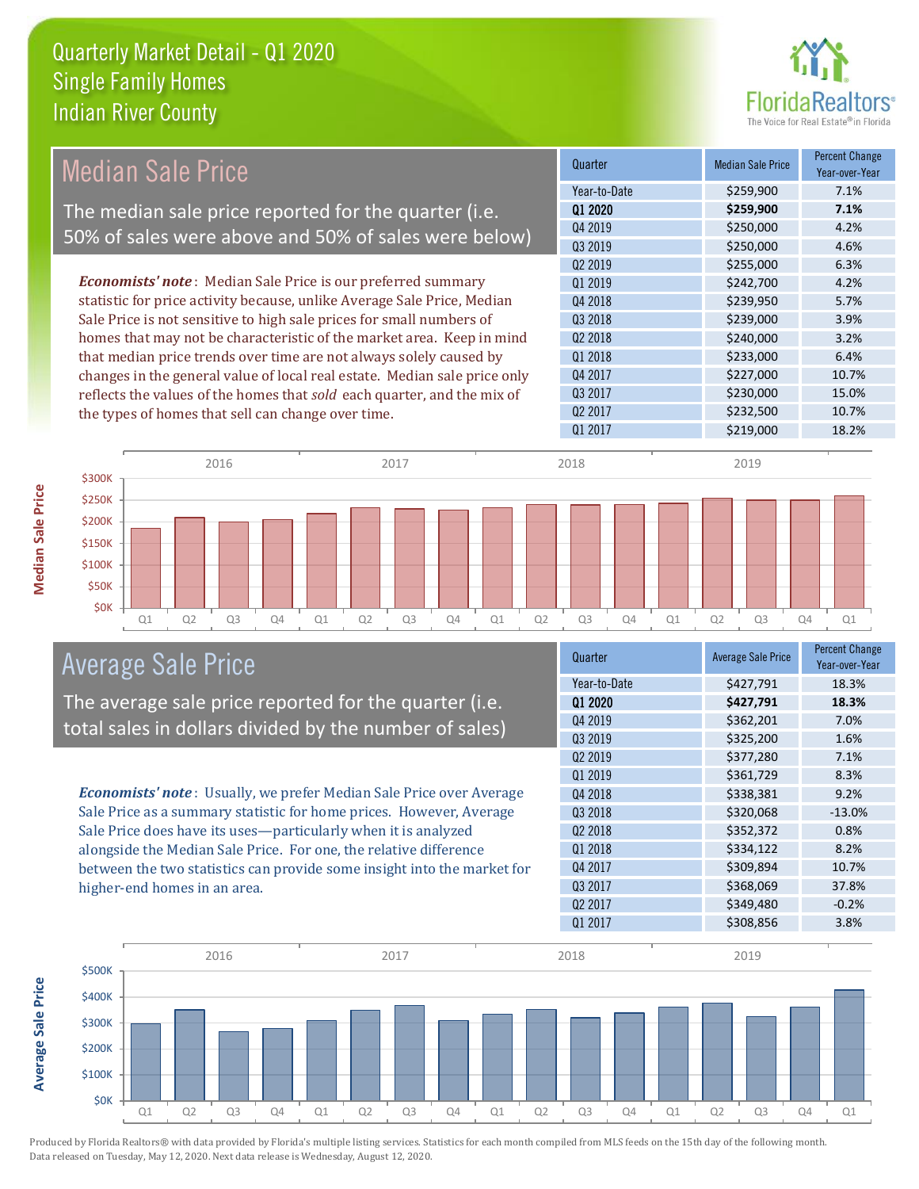# Quarterly Market Detail - Q1 2020
## Single Family Homes
## Indian River County

## Median Sale Price

The median sale price reported for the quarter (i.e. 50% of sales were above and 50% of sales were below)

*Economists' note*: Median Sale Price is our preferred summary statistic for price activity because, unlike Average Sale Price, Median Sale Price is not sensitive to high sale prices for small numbers of homes that may not be characteristic of the market area. Keep in mind that median price trends over time are not always solely caused by changes in the general value of local real estate. Median sale price only reflects the values of the homes that *sold* each quarter, and the mix of the types of homes that sell can change over time.

| Quarter | Median Sale Price | Percent Change Year-over-Year |
|---|---|---|
| Year-to-Date | $259,900 | 7.1% |
| **Q1 2020** | **$259,900** | **7.1%** |
| Q4 2019 | $250,000 | 4.2% |
| Q3 2019 | $250,000 | 4.6% |
| Q2 2019 | $255,000 | 6.3% |
| Q1 2019 | $242,700 | 4.2% |
| Q4 2018 | $239,950 | 5.7% |
| Q3 2018 | $239,000 | 3.9% |
| Q2 2018 | $240,000 | 3.2% |
| Q1 2018 | $233,000 | 6.4% |
| Q4 2017 | $227,000 | 10.7% |
| Q3 2017 | $230,000 | 15.0% |
| Q2 2017 | $232,500 | 10.7% |
| Q1 2017 | $219,000 | 18.2% |

## Average Sale Price

The average sale price reported for the quarter (i.e. total sales in dollars divided by the number of sales)

*Economists' note*: Usually, we prefer Median Sale Price over Average Sale Price as a summary statistic for home prices. However, Average Sale Price does have its uses—particularly when it is analyzed alongside the Median Sale Price. For one, the relative difference between the two statistics can provide some insight into the market for higher-end homes in an area.

| Quarter | Average Sale Price | Percent Change Year-over-Year |
|---|---|---|
| Year-to-Date | $427,791 | 18.3% |
| **Q1 2020** | **$427,791** | **18.3%** |
| Q4 2019 | $362,201 | 7.0% |
| Q3 2019 | $325,200 | 1.6% |
| Q2 2019 | $377,280 | 7.1% |
| Q1 2019 | $361,729 | 8.3% |
| Q4 2018 | $338,381 | 9.2% |
| Q3 2018 | $320,068 | -13.0% |
| Q2 2018 | $352,372 | 0.8% |
| Q1 2018 | $334,122 | 8.2% |
| Q4 2017 | $309,894 | 10.7% |
| Q3 2017 | $368,069 | 37.8% |
| Q2 2017 | $349,480 | -0.2% |
| Q1 2017 | $308,856 | 3.8% |

Produced by Florida Realtors® with data provided by Florida's multiple listing services. Statistics for each month compiled from MLS feeds on the 15th day of the following month. Data released on Tuesday, May 12, 2020. Next data release is Wednesday, August 12, 2020.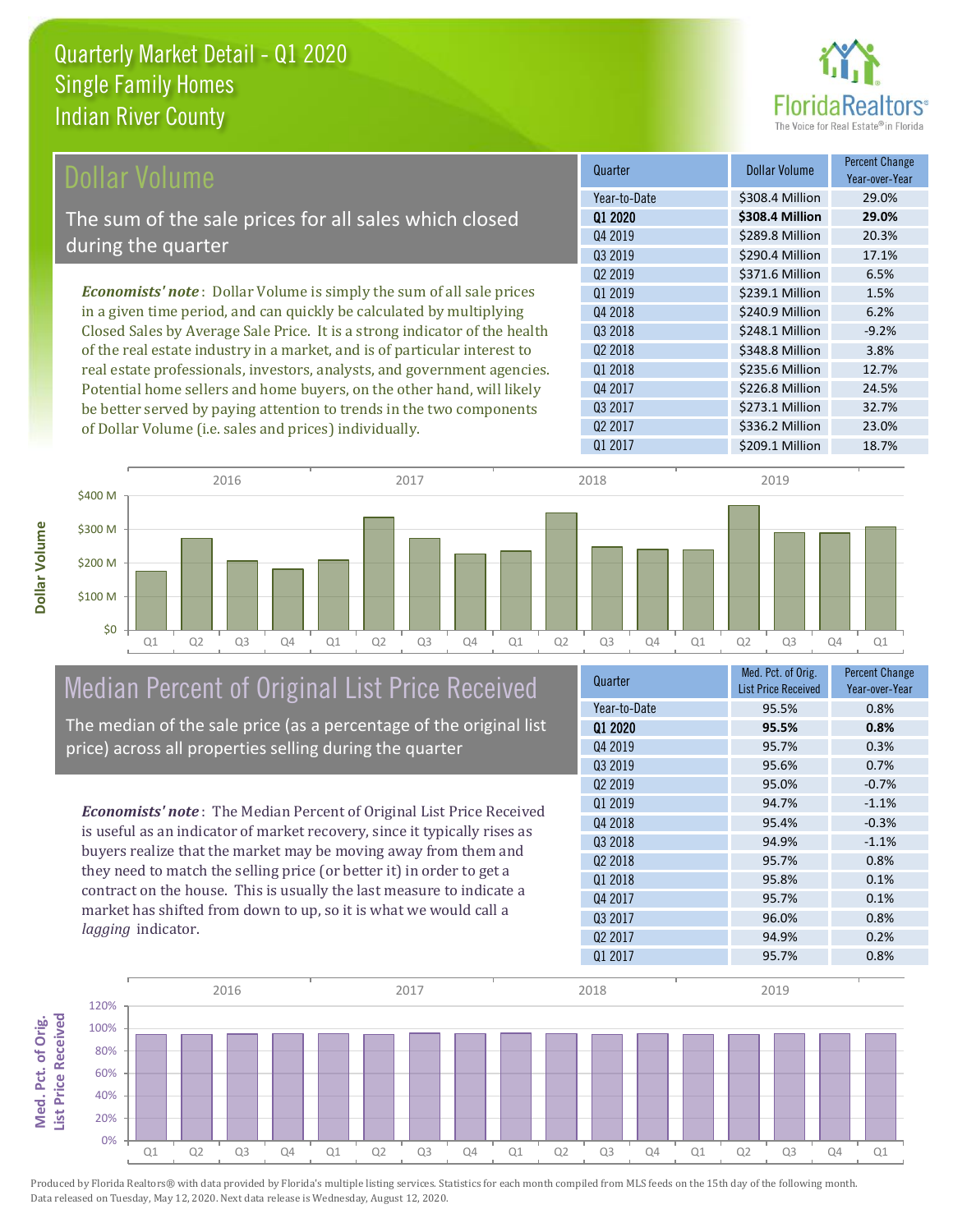# Quarterly Market Detail - Q1 2020
## Single Family Homes
## Indian River County

## Dollar Volume

The sum of the sale prices for all sales which closed during the quarter

***Economists' note***: Dollar Volume is simply the sum of all sale prices in a given time period, and can quickly be calculated by multiplying Closed Sales by Average Sale Price. It is a strong indicator of the health of the real estate industry in a market, and is of particular interest to real estate professionals, investors, analysts, and government agencies. Potential home sellers and home buyers, on the other hand, will likely be better served by paying attention to trends in the two components of Dollar Volume (i.e. sales and prices) individually.

| Quarter | Dollar Volume | Percent Change Year-over-Year |
|---|---|---|
| Year-to-Date | $308.4 Million | 29.0% |
| **Q1 2020** | **$308.4 Million** | **29.0%** |
| Q4 2019 | $289.8 Million | 20.3% |
| Q3 2019 | $290.4 Million | 17.1% |
| Q2 2019 | $371.6 Million | 6.5% |
| Q1 2019 | $239.1 Million | 1.5% |
| Q4 2018 | $240.9 Million | 6.2% |
| Q3 2018 | $248.1 Million | -9.2% |
| Q2 2018 | $348.8 Million | 3.8% |
| Q1 2018 | $235.6 Million | 12.7% |
| Q4 2017 | $226.8 Million | 24.5% |
| Q3 2017 | $273.1 Million | 32.7% |
| Q2 2017 | $336.2 Million | 23.0% |
| Q1 2017 | $209.1 Million | 18.7% |

## Median Percent of Original List Price Received

The median of the sale price (as a percentage of the original list price) across all properties selling during the quarter

***Economists' note***: The Median Percent of Original List Price Received is useful as an indicator of market recovery, since it typically rises as buyers realize that the market may be moving away from them and they need to match the selling price (or better it) in order to get a contract on the house. This is usually the last measure to indicate a market has shifted from down to up, so it is what we would call a *lagging* indicator.

| Quarter | Med. Pct. of Orig. List Price Received | Percent Change Year-over-Year |
|---|---|---|
| Year-to-Date | 95.5% | 0.8% |
| **Q1 2020** | **95.5%** | **0.8%** |
| Q4 2019 | 95.7% | 0.3% |
| Q3 2019 | 95.6% | 0.7% |
| Q2 2019 | 95.0% | -0.7% |
| Q1 2019 | 94.7% | -1.1% |
| Q4 2018 | 95.4% | -0.3% |
| Q3 2018 | 94.9% | -1.1% |
| Q2 2018 | 95.7% | 0.8% |
| Q1 2018 | 95.8% | 0.1% |
| Q4 2017 | 95.7% | 0.1% |
| Q3 2017 | 96.0% | 0.8% |
| Q2 2017 | 94.9% | 0.2% |
| Q1 2017 | 95.7% | 0.8% |

Produced by Florida Realtors® with data provided by Florida's multiple listing services. Statistics for each month compiled from MLS feeds on the 15th day of the following month. Data released on Tuesday, May 12, 2020. Next data release is Wednesday, August 12, 2020.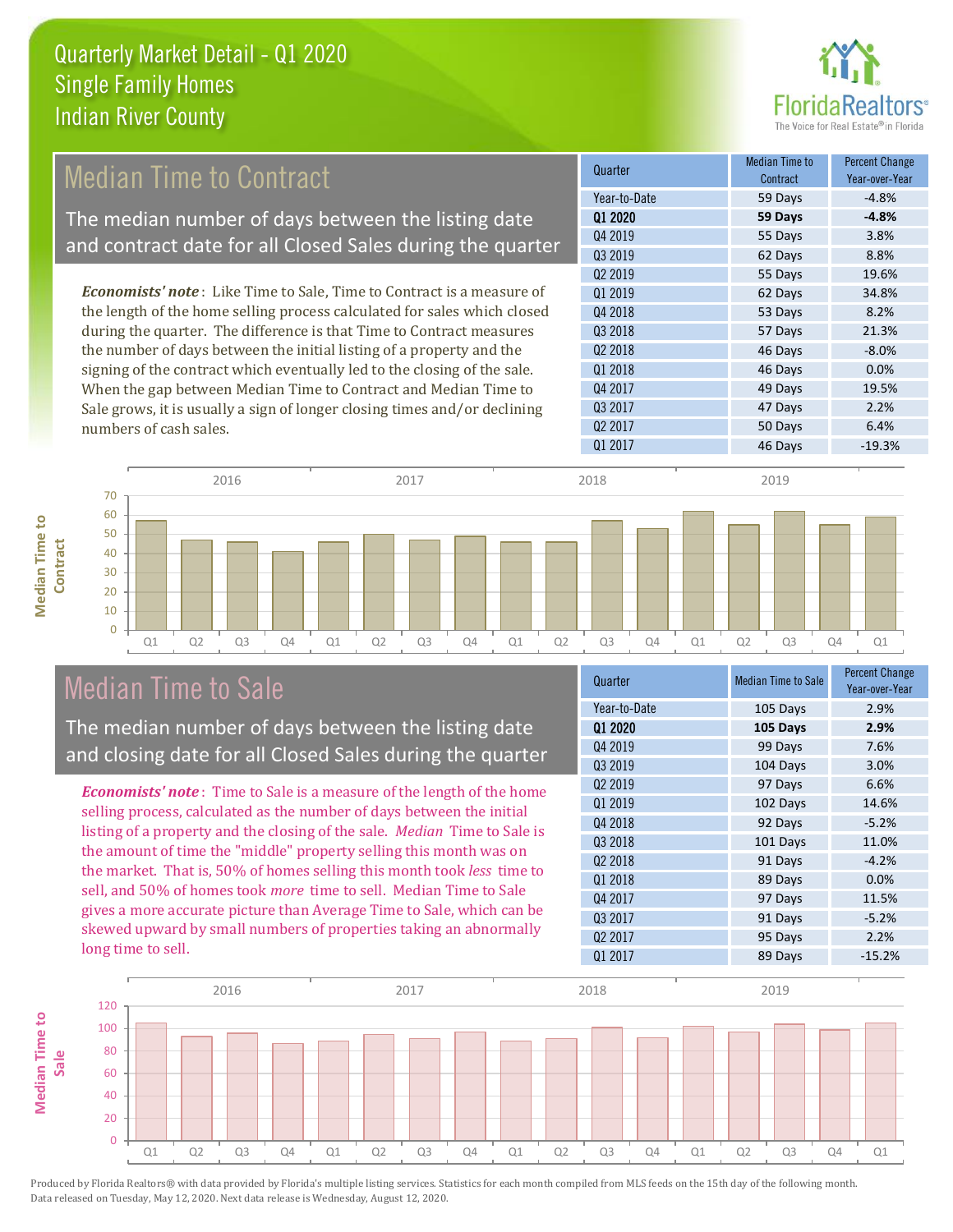# Quarterly Market Detail - Q1 2020
## Single Family Homes
## Indian River County

## Median Time to Contract

The median number of days between the listing date and contract date for all Closed Sales during the quarter

*Economists' note*: Like Time to Sale, Time to Contract is a measure of the length of the home selling process calculated for sales which closed during the quarter. The difference is that Time to Contract measures the number of days between the initial listing of a property and the signing of the contract which eventually led to the closing of the sale. When the gap between Median Time to Contract and Median Time to Sale grows, it is usually a sign of longer closing times and/or declining numbers of cash sales.

| Quarter | Median Time to Contract | Percent Change Year-over-Year |
|---|---|---|
| Year-to-Date | 59 Days | -4.8% |
| **Q1 2020** | **59 Days** | **-4.8%** |
| Q4 2019 | 55 Days | 3.8% |
| Q3 2019 | 62 Days | 8.8% |
| Q2 2019 | 55 Days | 19.6% |
| Q1 2019 | 62 Days | 34.8% |
| Q4 2018 | 53 Days | 8.2% |
| Q3 2018 | 57 Days | 21.3% |
| Q2 2018 | 46 Days | -8.0% |
| Q1 2018 | 46 Days | 0.0% |
| Q4 2017 | 49 Days | 19.5% |
| Q3 2017 | 47 Days | 2.2% |
| Q2 2017 | 50 Days | 6.4% |
| Q1 2017 | 46 Days | -19.3% |

## Median Time to Sale

The median number of days between the listing date and closing date for all Closed Sales during the quarter

*Economists' note*: Time to Sale is a measure of the length of the home selling process, calculated as the number of days between the initial listing of a property and the closing of the sale. *Median* Time to Sale is the amount of time the "middle" property selling this month was on the market. That is, 50% of homes selling this month took *less* time to sell, and 50% of homes took *more* time to sell. Median Time to Sale gives a more accurate picture than Average Time to Sale, which can be skewed upward by small numbers of properties taking an abnormally long time to sell.

| Quarter | Median Time to Sale | Percent Change Year-over-Year |
|---|---|---|
| Year-to-Date | 105 Days | 2.9% |
| **Q1 2020** | **105 Days** | **2.9%** |
| Q4 2019 | 99 Days | 7.6% |
| Q3 2019 | 104 Days | 3.0% |
| Q2 2019 | 97 Days | 6.6% |
| Q1 2019 | 102 Days | 14.6% |
| Q4 2018 | 92 Days | -5.2% |
| Q3 2018 | 101 Days | 11.0% |
| Q2 2018 | 91 Days | -4.2% |
| Q1 2018 | 89 Days | 0.0% |
| Q4 2017 | 97 Days | 11.5% |
| Q3 2017 | 91 Days | -5.2% |
| Q2 2017 | 95 Days | 2.2% |
| Q1 2017 | 89 Days | -15.2% |

Produced by Florida Realtors® with data provided by Florida's multiple listing services. Statistics for each month compiled from MLS feeds on the 15th day of the following month. Data released on Tuesday, May 12, 2020. Next data release is Wednesday, August 12, 2020.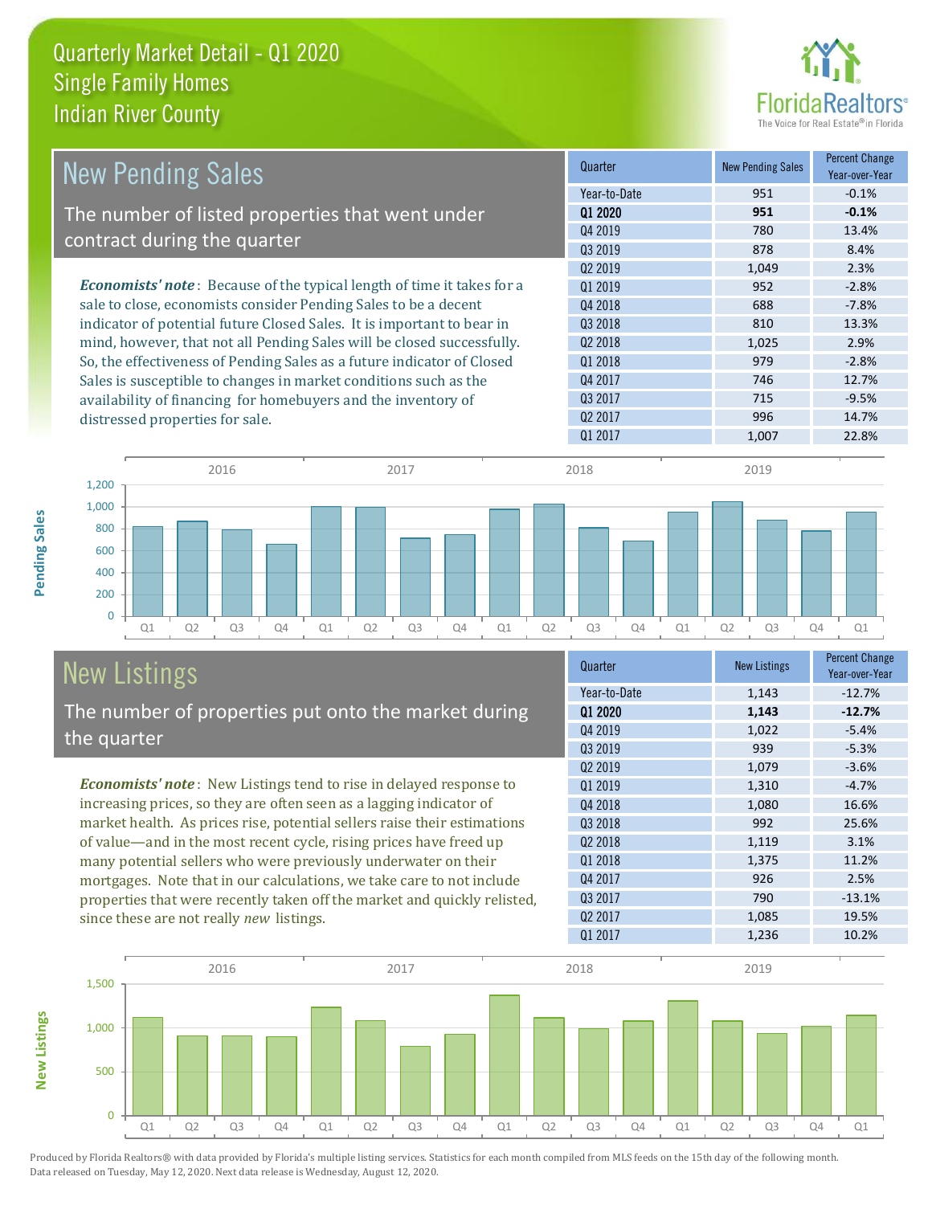# Quarterly Market Detail - Q1 2020
## Single Family Homes
## Indian River County

## New Pending Sales

The number of listed properties that went under contract during the quarter

*Economists' note*: Because of the typical length of time it takes for a sale to close, economists consider Pending Sales to be a decent indicator of potential future Closed Sales. It is important to bear in mind, however, that not all Pending Sales will be closed successfully. So, the effectiveness of Pending Sales as a future indicator of Closed Sales is susceptible to changes in market conditions such as the availability of financing for homebuyers and the inventory of distressed properties for sale.

| Quarter | New Pending Sales | Percent Change Year-over-Year |
|---|---|---|
| Year-to-Date | 951 | -0.1% |
| **Q1 2020** | **951** | **-0.1%** |
| Q4 2019 | 780 | 13.4% |
| Q3 2019 | 878 | 8.4% |
| Q2 2019 | 1,049 | 2.3% |
| Q1 2019 | 952 | -2.8% |
| Q4 2018 | 688 | -7.8% |
| Q3 2018 | 810 | 13.3% |
| Q2 2018 | 1,025 | 2.9% |
| Q1 2018 | 979 | -2.8% |
| Q4 2017 | 746 | 12.7% |
| Q3 2017 | 715 | -9.5% |
| Q2 2017 | 996 | 14.7% |
| Q1 2017 | 1,007 | 22.8% |

## New Listings

The number of properties put onto the market during the quarter

*Economists' note*: New Listings tend to rise in delayed response to increasing prices, so they are often seen as a lagging indicator of market health. As prices rise, potential sellers raise their estimations of value—and in the most recent cycle, rising prices have freed up many potential sellers who were previously underwater on their mortgages. Note that in our calculations, we take care to not include properties that were recently taken off the market and quickly relisted, since these are not really *new* listings.

| Quarter | New Listings | Percent Change Year-over-Year |
|---|---|---|
| Year-to-Date | 1,143 | -12.7% |
| **Q1 2020** | **1,143** | **-12.7%** |
| Q4 2019 | 1,022 | -5.4% |
| Q3 2019 | 939 | -5.3% |
| Q2 2019 | 1,079 | -3.6% |
| Q1 2019 | 1,310 | -4.7% |
| Q4 2018 | 1,080 | 16.6% |
| Q3 2018 | 992 | 25.6% |
| Q2 2018 | 1,119 | 3.1% |
| Q1 2018 | 1,375 | 11.2% |
| Q4 2017 | 926 | 2.5% |
| Q3 2017 | 790 | -13.1% |
| Q2 2017 | 1,085 | 19.5% |
| Q1 2017 | 1,236 | 10.2% |

Produced by Florida Realtors® with data provided by Florida's multiple listing services. Statistics for each month compiled from MLS feeds on the 15th day of the following month. Data released on Tuesday, May 12, 2020. Next data release is Wednesday, August 12, 2020.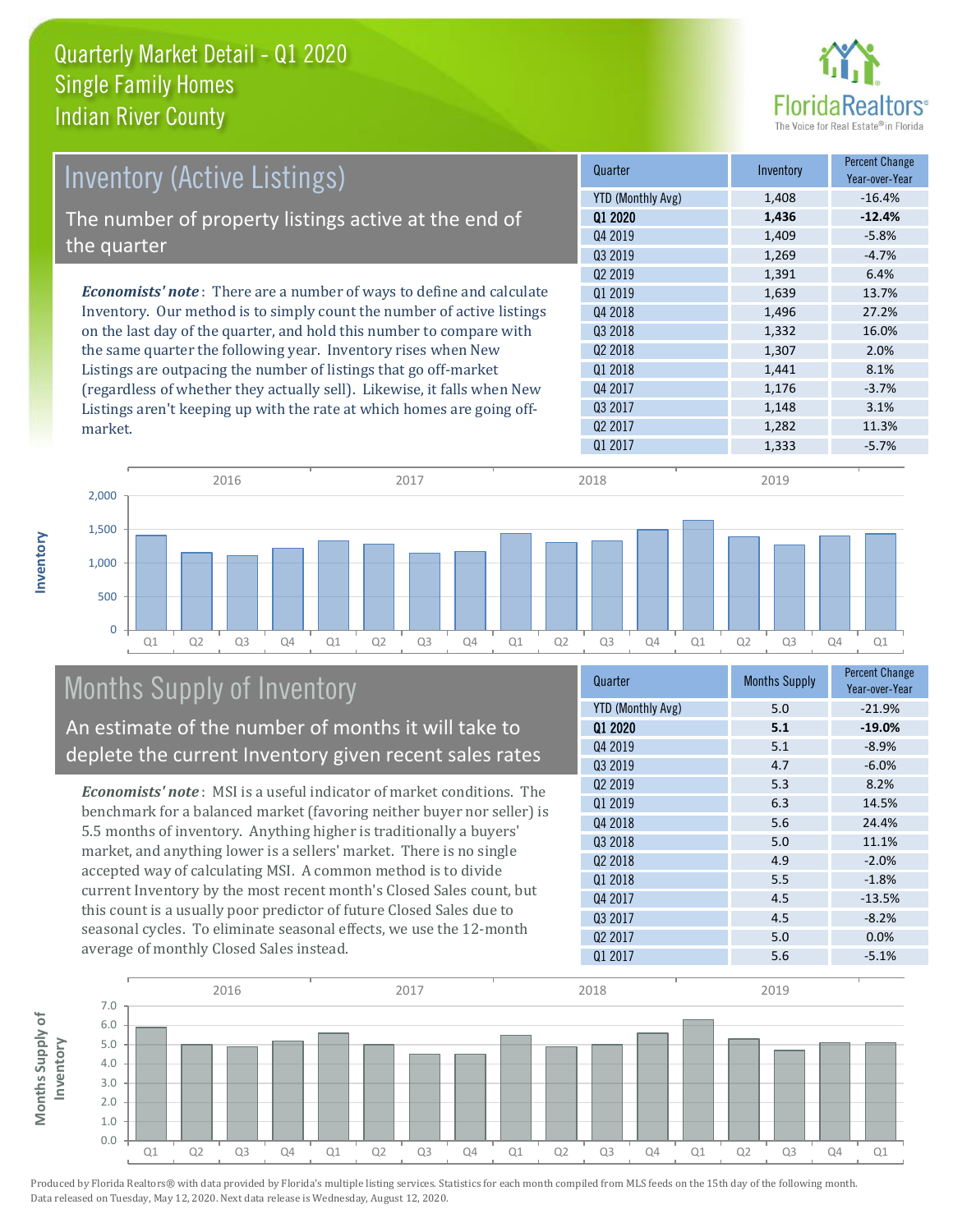# Quarterly Market Detail - Q1 2020
## Single Family Homes
## Indian River County

## Inventory (Active Listings)

The number of property listings active at the end of the quarter

*Economists' note*: There are a number of ways to define and calculate Inventory. Our method is to simply count the number of active listings on the last day of the quarter, and hold this number to compare with the same quarter the following year. Inventory rises when New Listings are outpacing the number of listings that go off-market (regardless of whether they actually sell). Likewise, it falls when New Listings aren't keeping up with the rate at which homes are going off-market.

| Quarter | Inventory | Percent Change Year-over-Year |
|---|---|---|
| YTD (Monthly Avg) | 1,408 | -16.4% |
| **Q1 2020** | **1,436** | **-12.4%** |
| Q4 2019 | 1,409 | -5.8% |
| Q3 2019 | 1,269 | -4.7% |
| Q2 2019 | 1,391 | 6.4% |
| Q1 2019 | 1,639 | 13.7% |
| Q4 2018 | 1,496 | 27.2% |
| Q3 2018 | 1,332 | 16.0% |
| Q2 2018 | 1,307 | 2.0% |
| Q1 2018 | 1,441 | 8.1% |
| Q4 2017 | 1,176 | -3.7% |
| Q3 2017 | 1,148 | 3.1% |
| Q2 2017 | 1,282 | 11.3% |
| Q1 2017 | 1,333 | -5.7% |

## Months Supply of Inventory

An estimate of the number of months it will take to deplete the current Inventory given recent sales rates

*Economists' note*: MSI is a useful indicator of market conditions. The benchmark for a balanced market (favoring neither buyer nor seller) is 5.5 months of inventory. Anything higher is traditionally a buyers' market, and anything lower is a sellers' market. There is no single accepted way of calculating MSI. A common method is to divide current Inventory by the most recent month's Closed Sales count, but this count is a usually poor predictor of future Closed Sales due to seasonal cycles. To eliminate seasonal effects, we use the 12-month average of monthly Closed Sales instead.

| Quarter | Months Supply | Percent Change Year-over-Year |
|---|---|---|
| YTD (Monthly Avg) | 5.0 | -21.9% |
| **Q1 2020** | **5.1** | **-19.0%** |
| Q4 2019 | 5.1 | -8.9% |
| Q3 2019 | 4.7 | -6.0% |
| Q2 2019 | 5.3 | 8.2% |
| Q1 2019 | 6.3 | 14.5% |
| Q4 2018 | 5.6 | 24.4% |
| Q3 2018 | 5.0 | 11.1% |
| Q2 2018 | 4.9 | -2.0% |
| Q1 2018 | 5.5 | -1.8% |
| Q4 2017 | 4.5 | -13.5% |
| Q3 2017 | 4.5 | -8.2% |
| Q2 2017 | 5.0 | 0.0% |
| Q1 2017 | 5.6 | -5.1% |

Produced by Florida Realtors® with data provided by Florida's multiple listing services. Statistics for each month compiled from MLS feeds on the 15th day of the following month. Data released on Tuesday, May 12, 2020. Next data release is Wednesday, August 12, 2020.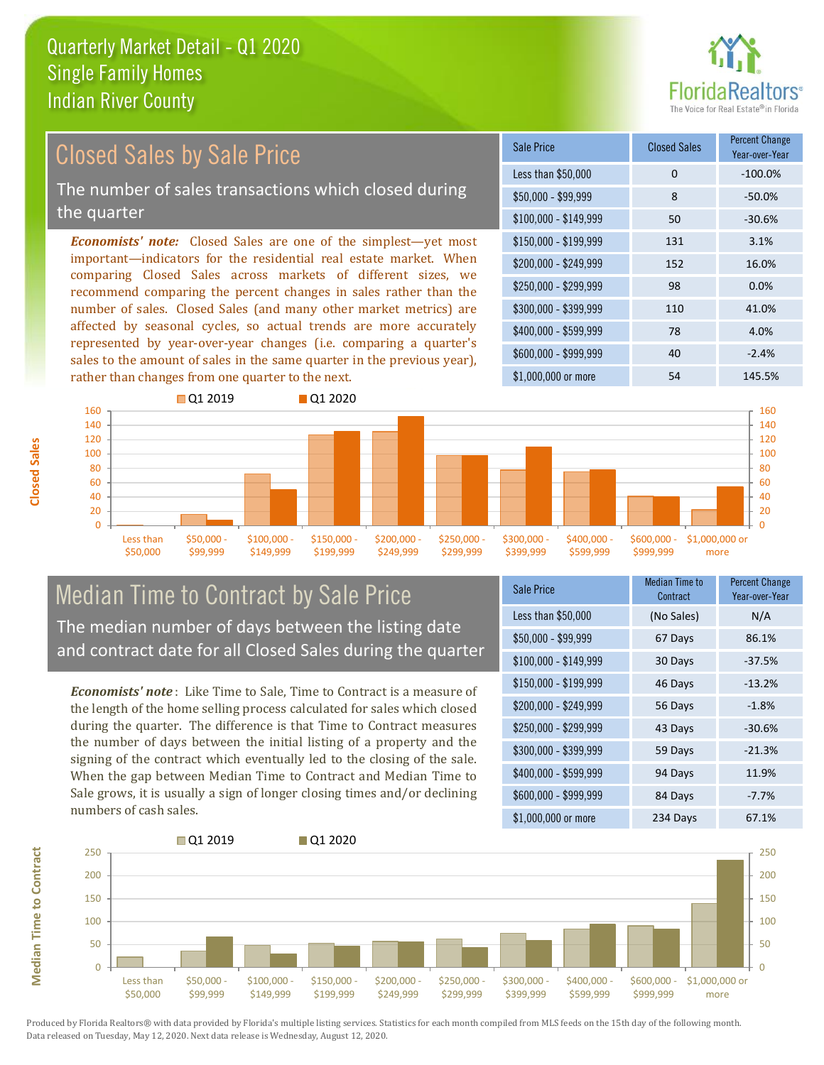# Quarterly Market Detail - Q1 2020
## Single Family Homes
## Indian River County

## Closed Sales by Sale Price

The number of sales transactions which closed during the quarter

***Economists' note:*** Closed Sales are one of the simplest—yet most important—indicators for the residential real estate market. When comparing Closed Sales across markets of different sizes, we recommend comparing the percent changes in sales rather than the number of sales. Closed Sales (and many other market metrics) are affected by seasonal cycles, so actual trends are more accurately represented by year-over-year changes (i.e. comparing a quarter's sales to the amount of sales in the same quarter in the previous year), rather than changes from one quarter to the next.

| Sale Price | Closed Sales | Percent Change Year-over-Year |
|---|---|---|
| Less than $50,000 | 0 | -100.0% |
| $50,000 - $99,999 | 8 | -50.0% |
| $100,000 - $149,999 | 50 | -30.6% |
| $150,000 - $199,999 | 131 | 3.1% |
| $200,000 - $249,999 | 152 | 16.0% |
| $250,000 - $299,999 | 98 | 0.0% |
| $300,000 - $399,999 | 110 | 41.0% |
| $400,000 - $599,999 | 78 | 4.0% |
| $600,000 - $999,999 | 40 | -2.4% |
| $1,000,000 or more | 54 | 145.5% |

## Median Time to Contract by Sale Price

The median number of days between the listing date and contract date for all Closed Sales during the quarter

***Economists' note*** : Like Time to Sale, Time to Contract is a measure of the length of the home selling process calculated for sales which closed during the quarter. The difference is that Time to Contract measures the number of days between the initial listing of a property and the signing of the contract which eventually led to the closing of the sale. When the gap between Median Time to Contract and Median Time to Sale grows, it is usually a sign of longer closing times and/or declining numbers of cash sales.

| Sale Price | Median Time to Contract | Percent Change Year-over-Year |
|---|---|---|
| Less than $50,000 | (No Sales) | N/A |
| $50,000 - $99,999 | 67 Days | 86.1% |
| $100,000 - $149,999 | 30 Days | -37.5% |
| $150,000 - $199,999 | 46 Days | -13.2% |
| $200,000 - $249,999 | 56 Days | -1.8% |
| $250,000 - $299,999 | 43 Days | -30.6% |
| $300,000 - $399,999 | 59 Days | -21.3% |
| $400,000 - $599,999 | 94 Days | 11.9% |
| $600,000 - $999,999 | 84 Days | -7.7% |
| $1,000,000 or more | 234 Days | 67.1% |

Produced by Florida Realtors® with data provided by Florida's multiple listing services. Statistics for each month compiled from MLS feeds on the 15th day of the following month. Data released on Tuesday, May 12, 2020. Next data release is Wednesday, August 12, 2020.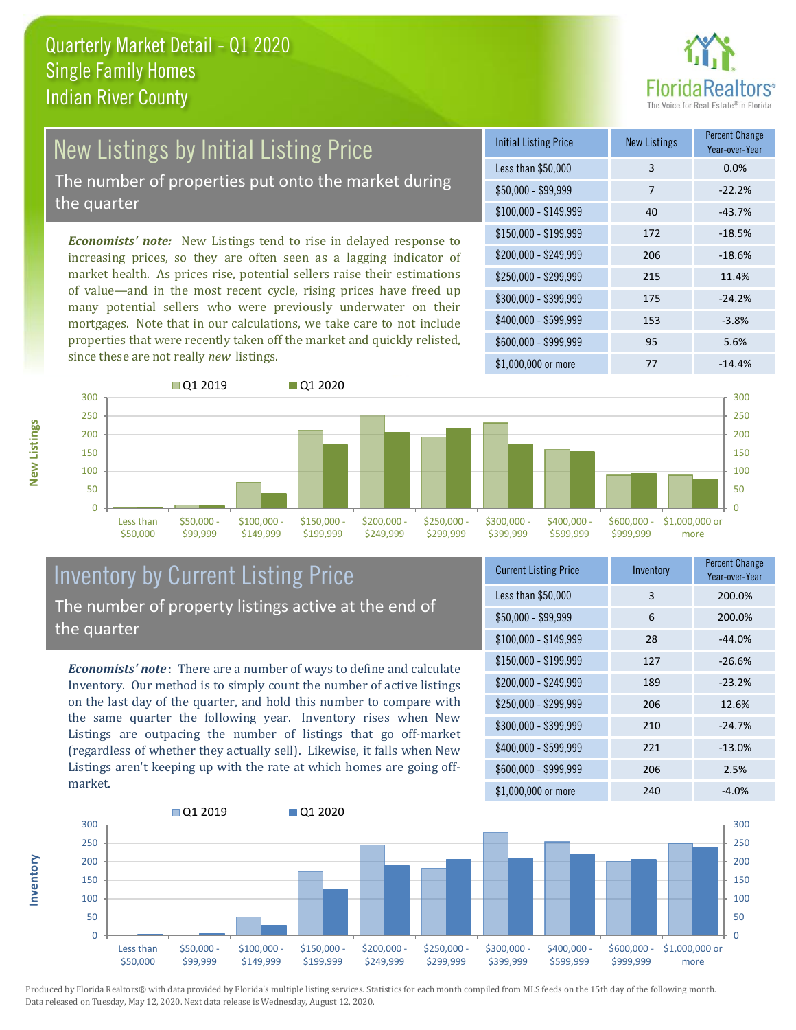# Quarterly Market Detail - Q1 2020
## Single Family Homes
## Indian River County

## New Listings by Initial Listing Price

The number of properties put onto the market during the quarter

*Economists' note:* New Listings tend to rise in delayed response to increasing prices, so they are often seen as a lagging indicator of market health. As prices rise, potential sellers raise their estimations of value—and in the most recent cycle, rising prices have freed up many potential sellers who were previously underwater on their mortgages. Note that in our calculations, we take care to not include properties that were recently taken off the market and quickly relisted, since these are not really *new* listings.

| Initial Listing Price | New Listings | Percent Change Year-over-Year |
|---|---|---|
| Less than $50,000 | 3 | 0.0% |
| $50,000 - $99,999 | 7 | -22.2% |
| $100,000 - $149,999 | 40 | -43.7% |
| $150,000 - $199,999 | 172 | -18.5% |
| $200,000 - $249,999 | 206 | -18.6% |
| $250,000 - $299,999 | 215 | 11.4% |
| $300,000 - $399,999 | 175 | -24.2% |
| $400,000 - $599,999 | 153 | -3.8% |
| $600,000 - $999,999 | 95 | 5.6% |
| $1,000,000 or more | 77 | -14.4% |

## Inventory by Current Listing Price

The number of property listings active at the end of the quarter

*Economists' note*: There are a number of ways to define and calculate Inventory. Our method is to simply count the number of active listings on the last day of the quarter, and hold this number to compare with the same quarter the following year. Inventory rises when New Listings are outpacing the number of listings that go off-market (regardless of whether they actually sell). Likewise, it falls when New Listings aren't keeping up with the rate at which homes are going off-market.

| Current Listing Price | Inventory | Percent Change Year-over-Year |
|---|---|---|
| Less than $50,000 | 3 | 200.0% |
| $50,000 - $99,999 | 6 | 200.0% |
| $100,000 - $149,999 | 28 | -44.0% |
| $150,000 - $199,999 | 127 | -26.6% |
| $200,000 - $249,999 | 189 | -23.2% |
| $250,000 - $299,999 | 206 | 12.6% |
| $300,000 - $399,999 | 210 | -24.7% |
| $400,000 - $599,999 | 221 | -13.0% |
| $600,000 - $999,999 | 206 | 2.5% |
| $1,000,000 or more | 240 | -4.0% |

Produced by Florida Realtors® with data provided by Florida's multiple listing services. Statistics for each month compiled from MLS feeds on the 15th day of the following month. Data released on Tuesday, May 12, 2020. Next data release is Wednesday, August 12, 2020.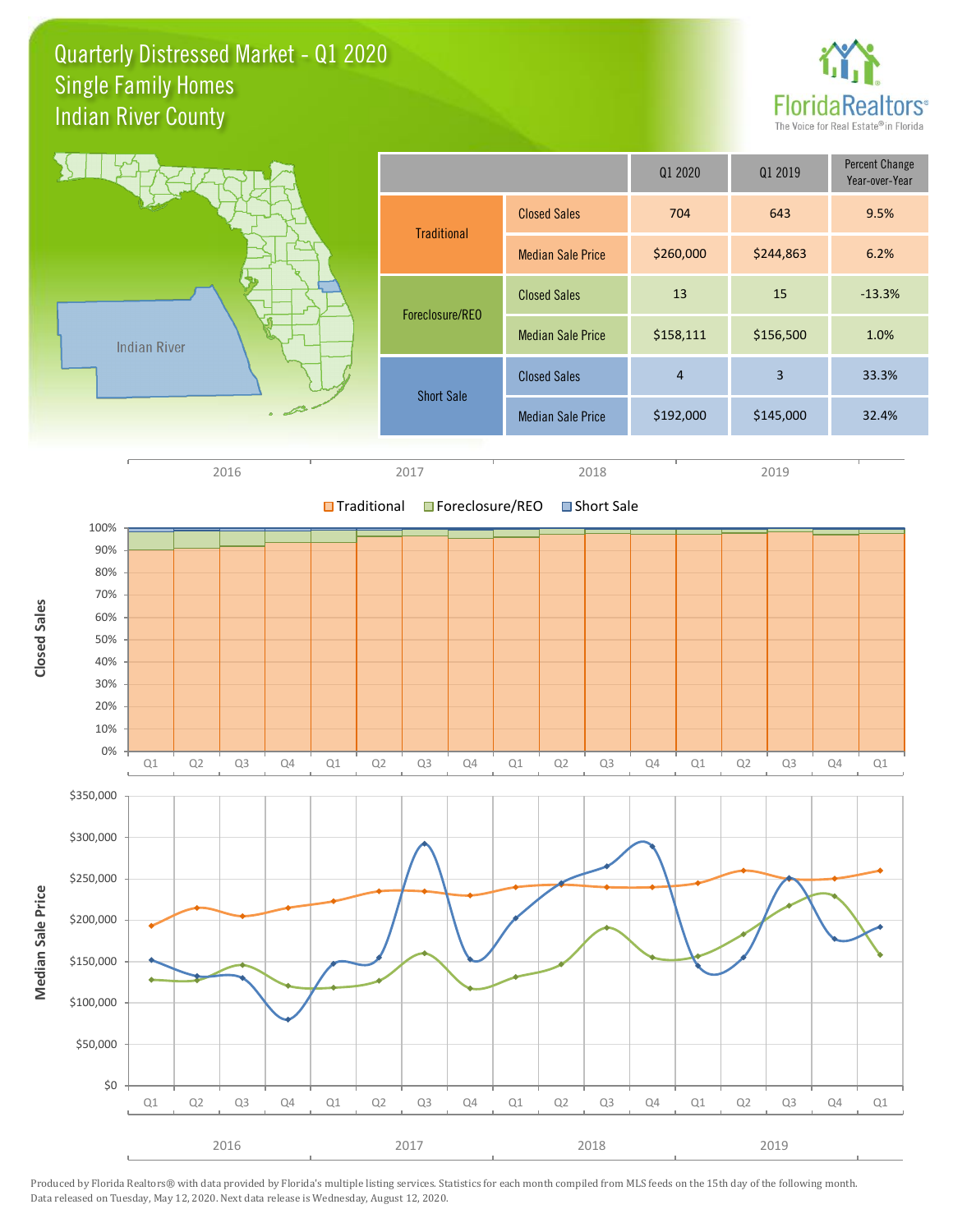# Quarterly Distressed Market - Q1 2020
## Single Family Homes
## Indian River County

FloridaRealtors®
The Voice for Real Estate® in Florida

Indian River

| | | Q1 2020 | Q1 2019 | Percent Change Year-over-Year |
|---|---|---|---|---|
| Traditional | Closed Sales | 704 | 643 | 9.5% |
| | Median Sale Price | $260,000 | $244,863 | 6.2% |
| Foreclosure/REO | Closed Sales | 13 | 15 | -13.3% |
| | Median Sale Price | $158,111 | $156,500 | 1.0% |
| Short Sale | Closed Sales | 4 | 3 | 33.3% |
| | Median Sale Price | $192,000 | $145,000 | 32.4% |

2016 2017 2018 2019

Traditional Foreclosure/REO Short Sale

Closed Sales

100% 90% 80% 70% 60% 50% 40% 30% 20% 10% 0%

Q1 Q2 Q3 Q4 Q1 Q2 Q3 Q4 Q1 Q2 Q3 Q4 Q1 Q2 Q3 Q4 Q1

Median Sale Price

$350,000 $300,000 $250,000 $200,000 $150,000 $100,000 $50,000 $0

Q1 Q2 Q3 Q4 Q1 Q2 Q3 Q4 Q1 Q2 Q3 Q4 Q1 Q2 Q3 Q4 Q1

2016 2017 2018 2019

Produced by Florida Realtors® with data provided by Florida's multiple listing services. Statistics for each month compiled from MLS feeds on the 15th day of the following month. Data released on Tuesday, May 12, 2020. Next data release is Wednesday, August 12, 2020.